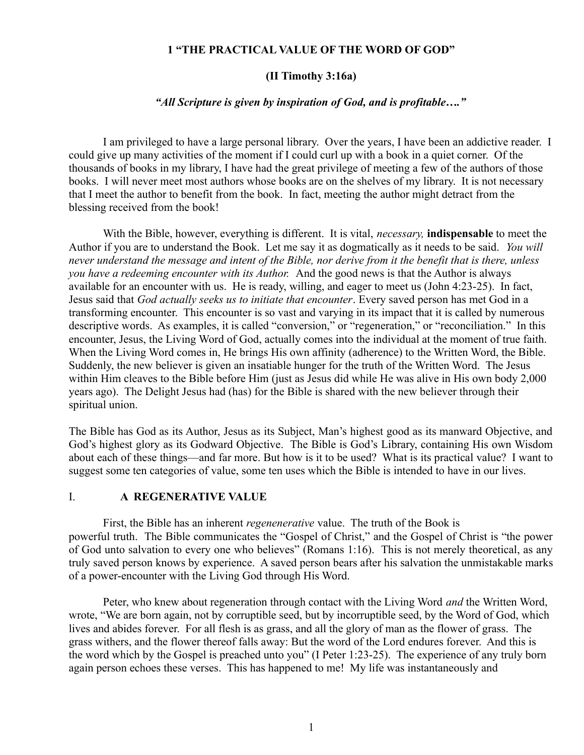# 1 "THE PRACTICAL VALUE OF THE WORD OF GOD"

## (II Timothy 3:16a)

***"All Scripture is given by inspiration of God, and is profitable…."***

I am privileged to have a large personal library. Over the years, I have been an addictive reader. I could give up many activities of the moment if I could curl up with a book in a quiet corner. Of the thousands of books in my library, I have had the great privilege of meeting a few of the authors of those books. I will never meet most authors whose books are on the shelves of my library. It is not necessary that I meet the author to benefit from the book. In fact, meeting the author might detract from the blessing received from the book!

With the Bible, however, everything is different. It is vital, *necessary,* **indispensable** to meet the Author if you are to understand the Book. Let me say it as dogmatically as it needs to be said. *You will never understand the message and intent of the Bible, nor derive from it the benefit that is there, unless you have a redeeming encounter with its Author.* And the good news is that the Author is always available for an encounter with us. He is ready, willing, and eager to meet us (John 4:23-25). In fact, Jesus said that *God actually seeks us to initiate that encounter*. Every saved person has met God in a transforming encounter. This encounter is so vast and varying in its impact that it is called by numerous descriptive words. As examples, it is called "conversion," or "regeneration," or "reconciliation." In this encounter, Jesus, the Living Word of God, actually comes into the individual at the moment of true faith. When the Living Word comes in, He brings His own affinity (adherence) to the Written Word, the Bible. Suddenly, the new believer is given an insatiable hunger for the truth of the Written Word. The Jesus within Him cleaves to the Bible before Him (just as Jesus did while He was alive in His own body 2,000 years ago). The Delight Jesus had (has) for the Bible is shared with the new believer through their spiritual union.

The Bible has God as its Author, Jesus as its Subject, Man's highest good as its manward Objective, and God's highest glory as its Godward Objective. The Bible is God's Library, containing His own Wisdom about each of these things—and far more. But how is it to be used? What is its practical value? I want to suggest some ten categories of value, some ten uses which the Bible is intended to have in our lives.

## I. A REGENERATIVE VALUE

First, the Bible has an inherent *regenenerative* value. The truth of the Book is powerful truth. The Bible communicates the "Gospel of Christ," and the Gospel of Christ is "the power of God unto salvation to every one who believes" (Romans 1:16). This is not merely theoretical, as any truly saved person knows by experience. A saved person bears after his salvation the unmistakable marks of a power-encounter with the Living God through His Word.

Peter, who knew about regeneration through contact with the Living Word *and* the Written Word, wrote, "We are born again, not by corruptible seed, but by incorruptible seed, by the Word of God, which lives and abides forever. For all flesh is as grass, and all the glory of man as the flower of grass. The grass withers, and the flower thereof falls away: But the word of the Lord endures forever. And this is the word which by the Gospel is preached unto you" (I Peter 1:23-25). The experience of any truly born again person echoes these verses. This has happened to me! My life was instantaneously and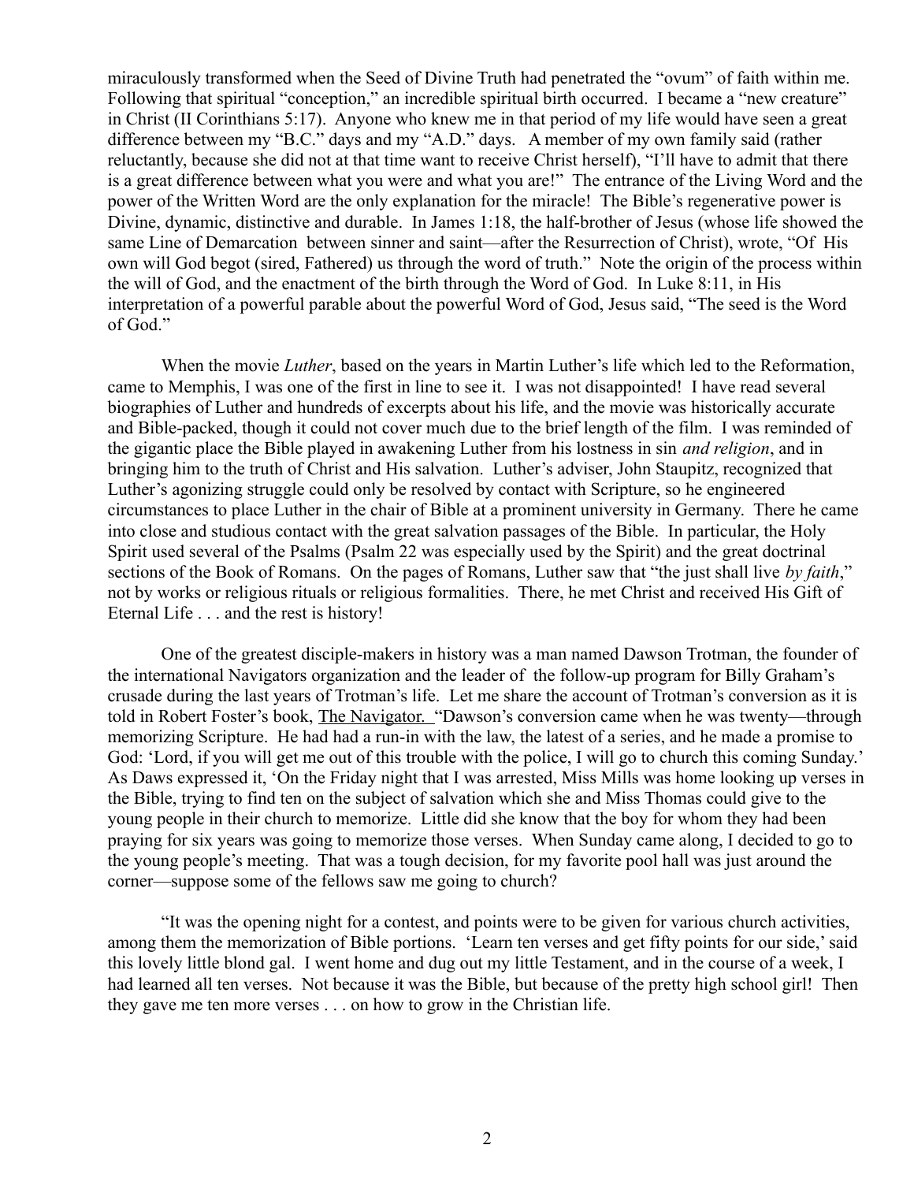miraculously transformed when the Seed of Divine Truth had penetrated the "ovum" of faith within me. Following that spiritual "conception," an incredible spiritual birth occurred. I became a "new creature" in Christ (II Corinthians 5:17). Anyone who knew me in that period of my life would have seen a great difference between my "B.C." days and my "A.D." days. A member of my own family said (rather reluctantly, because she did not at that time want to receive Christ herself), "I'll have to admit that there is a great difference between what you were and what you are!" The entrance of the Living Word and the power of the Written Word are the only explanation for the miracle! The Bible's regenerative power is Divine, dynamic, distinctive and durable. In James 1:18, the half-brother of Jesus (whose life showed the same Line of Demarcation between sinner and saint—after the Resurrection of Christ), wrote, "Of His own will God begot (sired, Fathered) us through the word of truth." Note the origin of the process within the will of God, and the enactment of the birth through the Word of God. In Luke 8:11, in His interpretation of a powerful parable about the powerful Word of God, Jesus said, "The seed is the Word of God."

When the movie *Luther*, based on the years in Martin Luther's life which led to the Reformation, came to Memphis, I was one of the first in line to see it. I was not disappointed! I have read several biographies of Luther and hundreds of excerpts about his life, and the movie was historically accurate and Bible-packed, though it could not cover much due to the brief length of the film. I was reminded of the gigantic place the Bible played in awakening Luther from his lostness in sin *and religion*, and in bringing him to the truth of Christ and His salvation. Luther's adviser, John Staupitz, recognized that Luther's agonizing struggle could only be resolved by contact with Scripture, so he engineered circumstances to place Luther in the chair of Bible at a prominent university in Germany. There he came into close and studious contact with the great salvation passages of the Bible. In particular, the Holy Spirit used several of the Psalms (Psalm 22 was especially used by the Spirit) and the great doctrinal sections of the Book of Romans. On the pages of Romans, Luther saw that "the just shall live *by faith*," not by works or religious rituals or religious formalities. There, he met Christ and received His Gift of Eternal Life . . . and the rest is history!

One of the greatest disciple-makers in history was a man named Dawson Trotman, the founder of the international Navigators organization and the leader of the follow-up program for Billy Graham's crusade during the last years of Trotman's life. Let me share the account of Trotman's conversion as it is told in Robert Foster's book, <u>The Navigator.</u> "Dawson's conversion came when he was twenty—through memorizing Scripture. He had had a run-in with the law, the latest of a series, and he made a promise to God: 'Lord, if you will get me out of this trouble with the police, I will go to church this coming Sunday.' As Daws expressed it, 'On the Friday night that I was arrested, Miss Mills was home looking up verses in the Bible, trying to find ten on the subject of salvation which she and Miss Thomas could give to the young people in their church to memorize. Little did she know that the boy for whom they had been praying for six years was going to memorize those verses. When Sunday came along, I decided to go to the young people's meeting. That was a tough decision, for my favorite pool hall was just around the corner—suppose some of the fellows saw me going to church?

"It was the opening night for a contest, and points were to be given for various church activities, among them the memorization of Bible portions. 'Learn ten verses and get fifty points for our side,' said this lovely little blond gal. I went home and dug out my little Testament, and in the course of a week, I had learned all ten verses. Not because it was the Bible, but because of the pretty high school girl! Then they gave me ten more verses . . . on how to grow in the Christian life.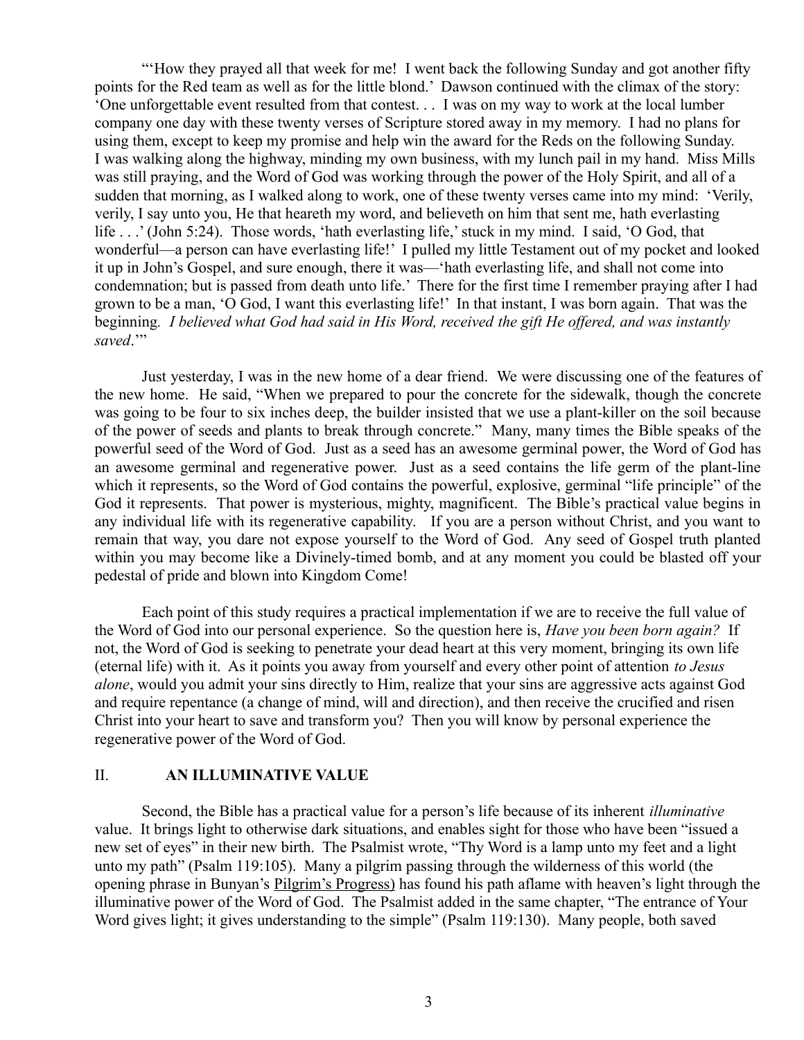"'How they prayed all that week for me! I went back the following Sunday and got another fifty points for the Red team as well as for the little blond.' Dawson continued with the climax of the story: 'One unforgettable event resulted from that contest. . . I was on my way to work at the local lumber company one day with these twenty verses of Scripture stored away in my memory. I had no plans for using them, except to keep my promise and help win the award for the Reds on the following Sunday. I was walking along the highway, minding my own business, with my lunch pail in my hand. Miss Mills was still praying, and the Word of God was working through the power of the Holy Spirit, and all of a sudden that morning, as I walked along to work, one of these twenty verses came into my mind: 'Verily, verily, I say unto you, He that heareth my word, and believeth on him that sent me, hath everlasting life . . .' (John 5:24). Those words, 'hath everlasting life,' stuck in my mind. I said, 'O God, that wonderful—a person can have everlasting life!' I pulled my little Testament out of my pocket and looked it up in John's Gospel, and sure enough, there it was—'hath everlasting life, and shall not come into condemnation; but is passed from death unto life.' There for the first time I remember praying after I had grown to be a man, 'O God, I want this everlasting life!' In that instant, I was born again. That was the beginning. *I believed what God had said in His Word, received the gift He offered, and was instantly saved*.'"

Just yesterday, I was in the new home of a dear friend. We were discussing one of the features of the new home. He said, "When we prepared to pour the concrete for the sidewalk, though the concrete was going to be four to six inches deep, the builder insisted that we use a plant-killer on the soil because of the power of seeds and plants to break through concrete." Many, many times the Bible speaks of the powerful seed of the Word of God. Just as a seed has an awesome germinal power, the Word of God has an awesome germinal and regenerative power. Just as a seed contains the life germ of the plant-line which it represents, so the Word of God contains the powerful, explosive, germinal "life principle" of the God it represents. That power is mysterious, mighty, magnificent. The Bible's practical value begins in any individual life with its regenerative capability. If you are a person without Christ, and you want to remain that way, you dare not expose yourself to the Word of God. Any seed of Gospel truth planted within you may become like a Divinely-timed bomb, and at any moment you could be blasted off your pedestal of pride and blown into Kingdom Come!

Each point of this study requires a practical implementation if we are to receive the full value of the Word of God into our personal experience. So the question here is, *Have you been born again?* If not, the Word of God is seeking to penetrate your dead heart at this very moment, bringing its own life (eternal life) with it. As it points you away from yourself and every other point of attention *to Jesus alone*, would you admit your sins directly to Him, realize that your sins are aggressive acts against God and require repentance (a change of mind, will and direction), and then receive the crucified and risen Christ into your heart to save and transform you? Then you will know by personal experience the regenerative power of the Word of God.

## II. **AN ILLUMINATIVE VALUE**

Second, the Bible has a practical value for a person's life because of its inherent *illuminative* value. It brings light to otherwise dark situations, and enables sight for those who have been "issued a new set of eyes" in their new birth. The Psalmist wrote, "Thy Word is a lamp unto my feet and a light unto my path" (Psalm 119:105). Many a pilgrim passing through the wilderness of this world (the opening phrase in Bunyan's <u>Pilgrim's Progress</u>) has found his path aflame with heaven's light through the illuminative power of the Word of God. The Psalmist added in the same chapter, "The entrance of Your Word gives light; it gives understanding to the simple" (Psalm 119:130). Many people, both saved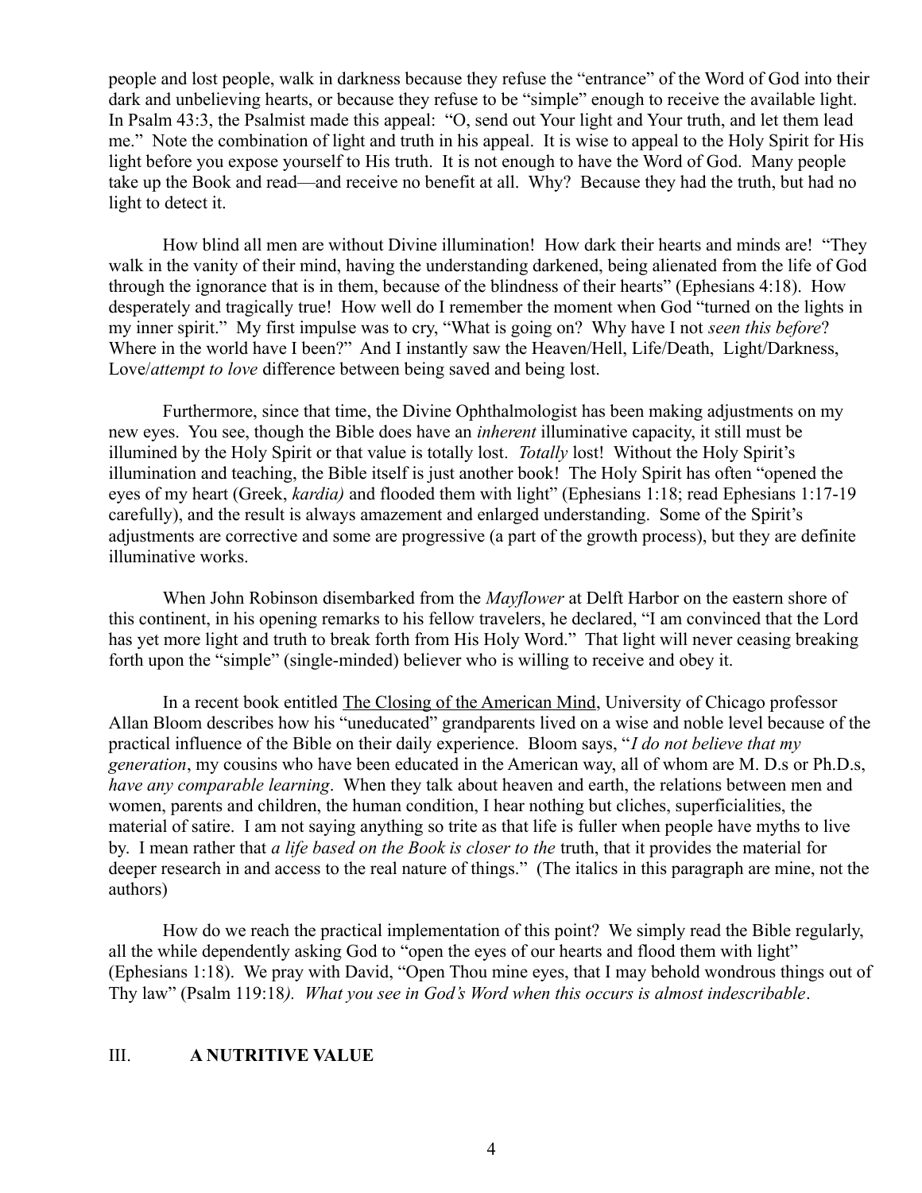people and lost people, walk in darkness because they refuse the "entrance" of the Word of God into their dark and unbelieving hearts, or because they refuse to be "simple" enough to receive the available light. In Psalm 43:3, the Psalmist made this appeal: "O, send out Your light and Your truth, and let them lead me." Note the combination of light and truth in his appeal. It is wise to appeal to the Holy Spirit for His light before you expose yourself to His truth. It is not enough to have the Word of God. Many people take up the Book and read—and receive no benefit at all. Why? Because they had the truth, but had no light to detect it.

How blind all men are without Divine illumination! How dark their hearts and minds are! "They walk in the vanity of their mind, having the understanding darkened, being alienated from the life of God through the ignorance that is in them, because of the blindness of their hearts" (Ephesians 4:18). How desperately and tragically true! How well do I remember the moment when God "turned on the lights in my inner spirit." My first impulse was to cry, "What is going on? Why have I not *seen this before*? Where in the world have I been?" And I instantly saw the Heaven/Hell, Life/Death, Light/Darkness, Love/*attempt to love* difference between being saved and being lost.

Furthermore, since that time, the Divine Ophthalmologist has been making adjustments on my new eyes. You see, though the Bible does have an *inherent* illuminative capacity, it still must be illumined by the Holy Spirit or that value is totally lost. *Totally* lost! Without the Holy Spirit's illumination and teaching, the Bible itself is just another book! The Holy Spirit has often "opened the eyes of my heart (Greek, *kardia)* and flooded them with light" (Ephesians 1:18; read Ephesians 1:17-19 carefully), and the result is always amazement and enlarged understanding. Some of the Spirit's adjustments are corrective and some are progressive (a part of the growth process), but they are definite illuminative works.

When John Robinson disembarked from the *Mayflower* at Delft Harbor on the eastern shore of this continent, in his opening remarks to his fellow travelers, he declared, "I am convinced that the Lord has yet more light and truth to break forth from His Holy Word." That light will never ceasing breaking forth upon the "simple" (single-minded) believer who is willing to receive and obey it.

In a recent book entitled <u>The Closing of the American Mind</u>, University of Chicago professor Allan Bloom describes how his "uneducated" grandparents lived on a wise and noble level because of the practical influence of the Bible on their daily experience. Bloom says, "*I do not believe that my generation*, my cousins who have been educated in the American way, all of whom are M. D.s or Ph.D.s, *have any comparable learning*. When they talk about heaven and earth, the relations between men and women, parents and children, the human condition, I hear nothing but cliches, superficialities, the material of satire. I am not saying anything so trite as that life is fuller when people have myths to live by. I mean rather that *a life based on the Book is closer to the* truth, that it provides the material for deeper research in and access to the real nature of things." (The italics in this paragraph are mine, not the authors)

How do we reach the practical implementation of this point? We simply read the Bible regularly, all the while dependently asking God to "open the eyes of our hearts and flood them with light" (Ephesians 1:18). We pray with David, "Open Thou mine eyes, that I may behold wondrous things out of Thy law" (Psalm 119:18*). What you see in God's Word when this occurs is almost indescribable*.

## III. **A NUTRITIVE VALUE**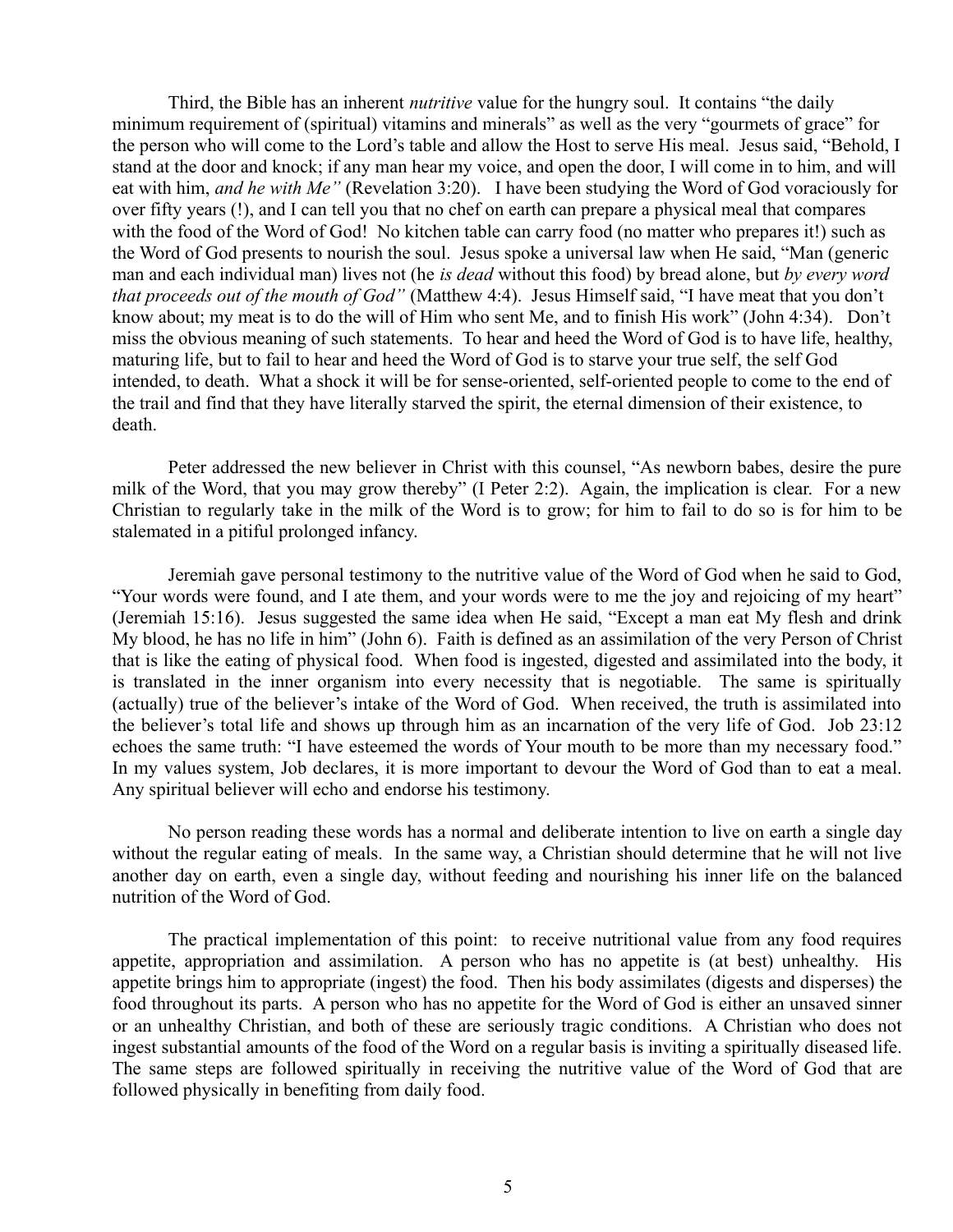Third, the Bible has an inherent *nutritive* value for the hungry soul. It contains "the daily minimum requirement of (spiritual) vitamins and minerals" as well as the very "gourmets of grace" for the person who will come to the Lord's table and allow the Host to serve His meal. Jesus said, "Behold, I stand at the door and knock; if any man hear my voice, and open the door, I will come in to him, and will eat with him, *and he with Me"* (Revelation 3:20). I have been studying the Word of God voraciously for over fifty years (!), and I can tell you that no chef on earth can prepare a physical meal that compares with the food of the Word of God! No kitchen table can carry food (no matter who prepares it!) such as the Word of God presents to nourish the soul. Jesus spoke a universal law when He said, "Man (generic man and each individual man) lives not (he *is dead* without this food) by bread alone, but *by every word that proceeds out of the mouth of God"* (Matthew 4:4). Jesus Himself said, "I have meat that you don't know about; my meat is to do the will of Him who sent Me, and to finish His work" (John 4:34). Don't miss the obvious meaning of such statements. To hear and heed the Word of God is to have life, healthy, maturing life, but to fail to hear and heed the Word of God is to starve your true self, the self God intended, to death. What a shock it will be for sense-oriented, self-oriented people to come to the end of the trail and find that they have literally starved the spirit, the eternal dimension of their existence, to death.

Peter addressed the new believer in Christ with this counsel, "As newborn babes, desire the pure milk of the Word, that you may grow thereby" (I Peter 2:2). Again, the implication is clear. For a new Christian to regularly take in the milk of the Word is to grow; for him to fail to do so is for him to be stalemated in a pitiful prolonged infancy.

Jeremiah gave personal testimony to the nutritive value of the Word of God when he said to God, "Your words were found, and I ate them, and your words were to me the joy and rejoicing of my heart" (Jeremiah 15:16). Jesus suggested the same idea when He said, "Except a man eat My flesh and drink My blood, he has no life in him" (John 6). Faith is defined as an assimilation of the very Person of Christ that is like the eating of physical food. When food is ingested, digested and assimilated into the body, it is translated in the inner organism into every necessity that is negotiable. The same is spiritually (actually) true of the believer's intake of the Word of God. When received, the truth is assimilated into the believer's total life and shows up through him as an incarnation of the very life of God. Job 23:12 echoes the same truth: "I have esteemed the words of Your mouth to be more than my necessary food." In my values system, Job declares, it is more important to devour the Word of God than to eat a meal. Any spiritual believer will echo and endorse his testimony.

No person reading these words has a normal and deliberate intention to live on earth a single day without the regular eating of meals. In the same way, a Christian should determine that he will not live another day on earth, even a single day, without feeding and nourishing his inner life on the balanced nutrition of the Word of God.

The practical implementation of this point: to receive nutritional value from any food requires appetite, appropriation and assimilation. A person who has no appetite is (at best) unhealthy. His appetite brings him to appropriate (ingest) the food. Then his body assimilates (digests and disperses) the food throughout its parts. A person who has no appetite for the Word of God is either an unsaved sinner or an unhealthy Christian, and both of these are seriously tragic conditions. A Christian who does not ingest substantial amounts of the food of the Word on a regular basis is inviting a spiritually diseased life. The same steps are followed spiritually in receiving the nutritive value of the Word of God that are followed physically in benefiting from daily food.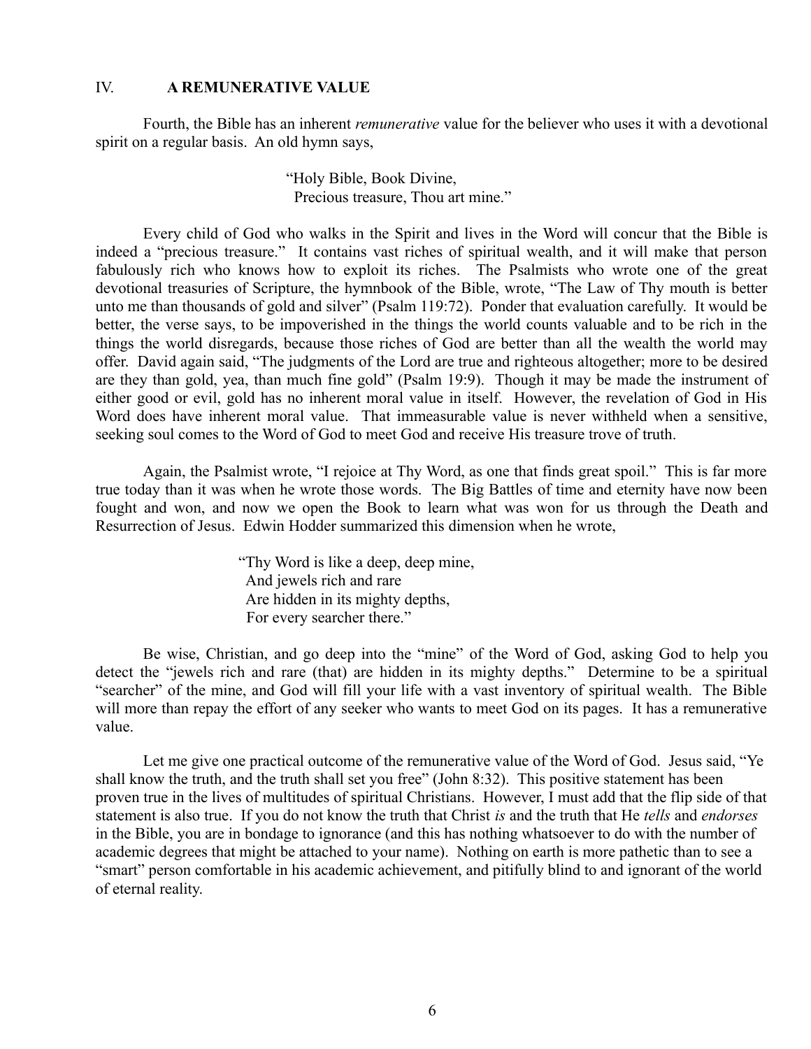## IV. **A REMUNERATIVE VALUE**

Fourth, the Bible has an inherent *remunerative* value for the believer who uses it with a devotional spirit on a regular basis. An old hymn says,

> "Holy Bible, Book Divine,
> Precious treasure, Thou art mine."

Every child of God who walks in the Spirit and lives in the Word will concur that the Bible is indeed a "precious treasure." It contains vast riches of spiritual wealth, and it will make that person fabulously rich who knows how to exploit its riches. The Psalmists who wrote one of the great devotional treasuries of Scripture, the hymnbook of the Bible, wrote, "The Law of Thy mouth is better unto me than thousands of gold and silver" (Psalm 119:72). Ponder that evaluation carefully. It would be better, the verse says, to be impoverished in the things the world counts valuable and to be rich in the things the world disregards, because those riches of God are better than all the wealth the world may offer. David again said, "The judgments of the Lord are true and righteous altogether; more to be desired are they than gold, yea, than much fine gold" (Psalm 19:9). Though it may be made the instrument of either good or evil, gold has no inherent moral value in itself. However, the revelation of God in His Word does have inherent moral value. That immeasurable value is never withheld when a sensitive, seeking soul comes to the Word of God to meet God and receive His treasure trove of truth.

Again, the Psalmist wrote, "I rejoice at Thy Word, as one that finds great spoil." This is far more true today than it was when he wrote those words. The Big Battles of time and eternity have now been fought and won, and now we open the Book to learn what was won for us through the Death and Resurrection of Jesus. Edwin Hodder summarized this dimension when he wrote,

> "Thy Word is like a deep, deep mine,
> And jewels rich and rare
> Are hidden in its mighty depths,
> For every searcher there."

Be wise, Christian, and go deep into the "mine" of the Word of God, asking God to help you detect the "jewels rich and rare (that) are hidden in its mighty depths." Determine to be a spiritual "searcher" of the mine, and God will fill your life with a vast inventory of spiritual wealth. The Bible will more than repay the effort of any seeker who wants to meet God on its pages. It has a remunerative value.

Let me give one practical outcome of the remunerative value of the Word of God. Jesus said, "Ye shall know the truth, and the truth shall set you free" (John 8:32). This positive statement has been proven true in the lives of multitudes of spiritual Christians. However, I must add that the flip side of that statement is also true. If you do not know the truth that Christ *is* and the truth that He *tells* and *endorses* in the Bible, you are in bondage to ignorance (and this has nothing whatsoever to do with the number of academic degrees that might be attached to your name). Nothing on earth is more pathetic than to see a "smart" person comfortable in his academic achievement, and pitifully blind to and ignorant of the world of eternal reality.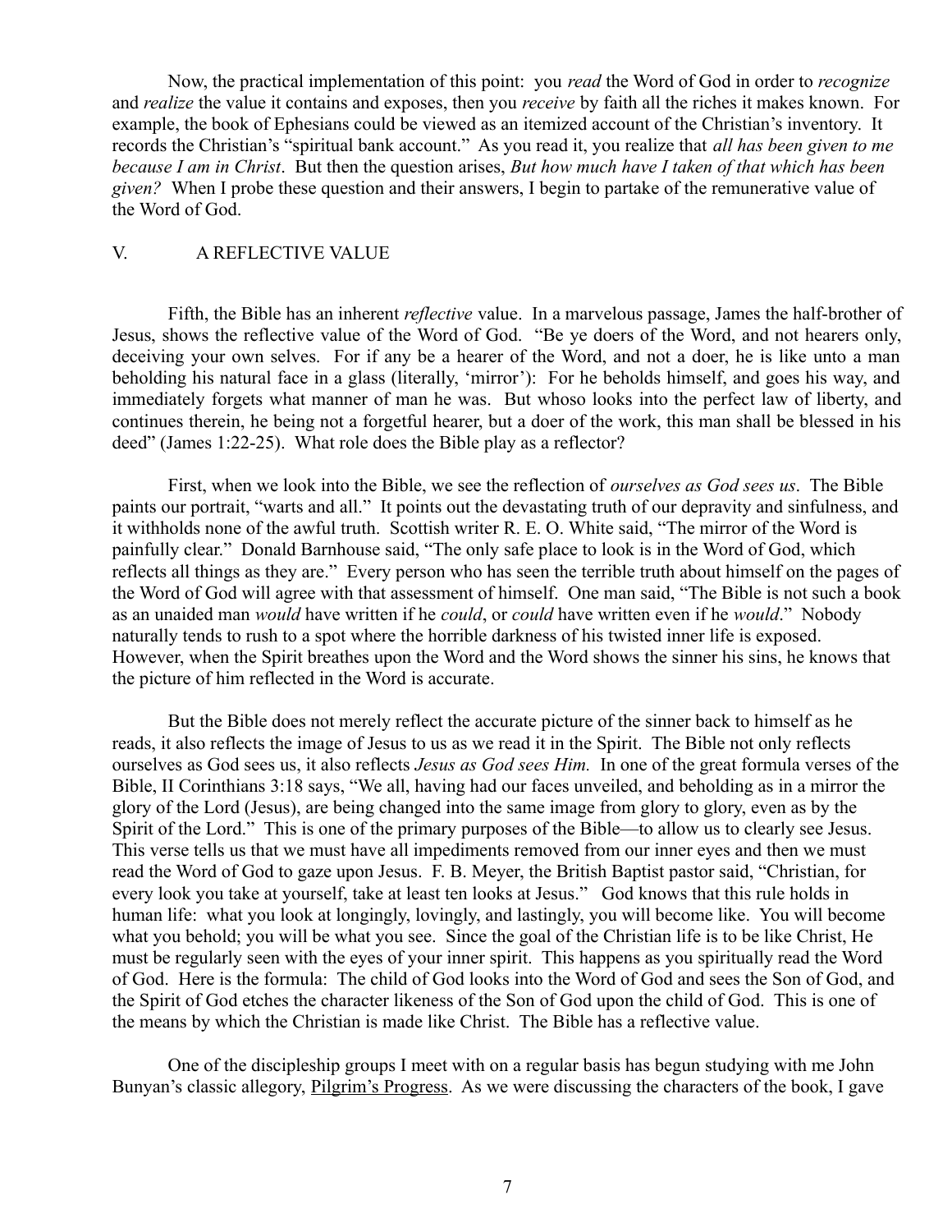Now, the practical implementation of this point: you *read* the Word of God in order to *recognize* and *realize* the value it contains and exposes, then you *receive* by faith all the riches it makes known. For example, the book of Ephesians could be viewed as an itemized account of the Christian's inventory. It records the Christian's "spiritual bank account." As you read it, you realize that *all has been given to me because I am in Christ*. But then the question arises, *But how much have I taken of that which has been given?* When I probe these question and their answers, I begin to partake of the remunerative value of the Word of God.

## V. A REFLECTIVE VALUE

Fifth, the Bible has an inherent *reflective* value. In a marvelous passage, James the half-brother of Jesus, shows the reflective value of the Word of God. "Be ye doers of the Word, and not hearers only, deceiving your own selves. For if any be a hearer of the Word, and not a doer, he is like unto a man beholding his natural face in a glass (literally, 'mirror'): For he beholds himself, and goes his way, and immediately forgets what manner of man he was. But whoso looks into the perfect law of liberty, and continues therein, he being not a forgetful hearer, but a doer of the work, this man shall be blessed in his deed" (James 1:22-25). What role does the Bible play as a reflector?

First, when we look into the Bible, we see the reflection of *ourselves as God sees us*. The Bible paints our portrait, "warts and all." It points out the devastating truth of our depravity and sinfulness, and it withholds none of the awful truth. Scottish writer R. E. O. White said, "The mirror of the Word is painfully clear." Donald Barnhouse said, "The only safe place to look is in the Word of God, which reflects all things as they are." Every person who has seen the terrible truth about himself on the pages of the Word of God will agree with that assessment of himself. One man said, "The Bible is not such a book as an unaided man *would* have written if he *could*, or *could* have written even if he *would*." Nobody naturally tends to rush to a spot where the horrible darkness of his twisted inner life is exposed. However, when the Spirit breathes upon the Word and the Word shows the sinner his sins, he knows that the picture of him reflected in the Word is accurate.

But the Bible does not merely reflect the accurate picture of the sinner back to himself as he reads, it also reflects the image of Jesus to us as we read it in the Spirit. The Bible not only reflects ourselves as God sees us, it also reflects *Jesus as God sees Him.* In one of the great formula verses of the Bible, II Corinthians 3:18 says, "We all, having had our faces unveiled, and beholding as in a mirror the glory of the Lord (Jesus), are being changed into the same image from glory to glory, even as by the Spirit of the Lord." This is one of the primary purposes of the Bible—to allow us to clearly see Jesus. This verse tells us that we must have all impediments removed from our inner eyes and then we must read the Word of God to gaze upon Jesus. F. B. Meyer, the British Baptist pastor said, "Christian, for every look you take at yourself, take at least ten looks at Jesus." God knows that this rule holds in human life: what you look at longingly, lovingly, and lastingly, you will become like. You will become what you behold; you will be what you see. Since the goal of the Christian life is to be like Christ, He must be regularly seen with the eyes of your inner spirit. This happens as you spiritually read the Word of God. Here is the formula: The child of God looks into the Word of God and sees the Son of God, and the Spirit of God etches the character likeness of the Son of God upon the child of God. This is one of the means by which the Christian is made like Christ. The Bible has a reflective value.

One of the discipleship groups I meet with on a regular basis has begun studying with me John Bunyan's classic allegory, Pilgrim's Progress. As we were discussing the characters of the book, I gave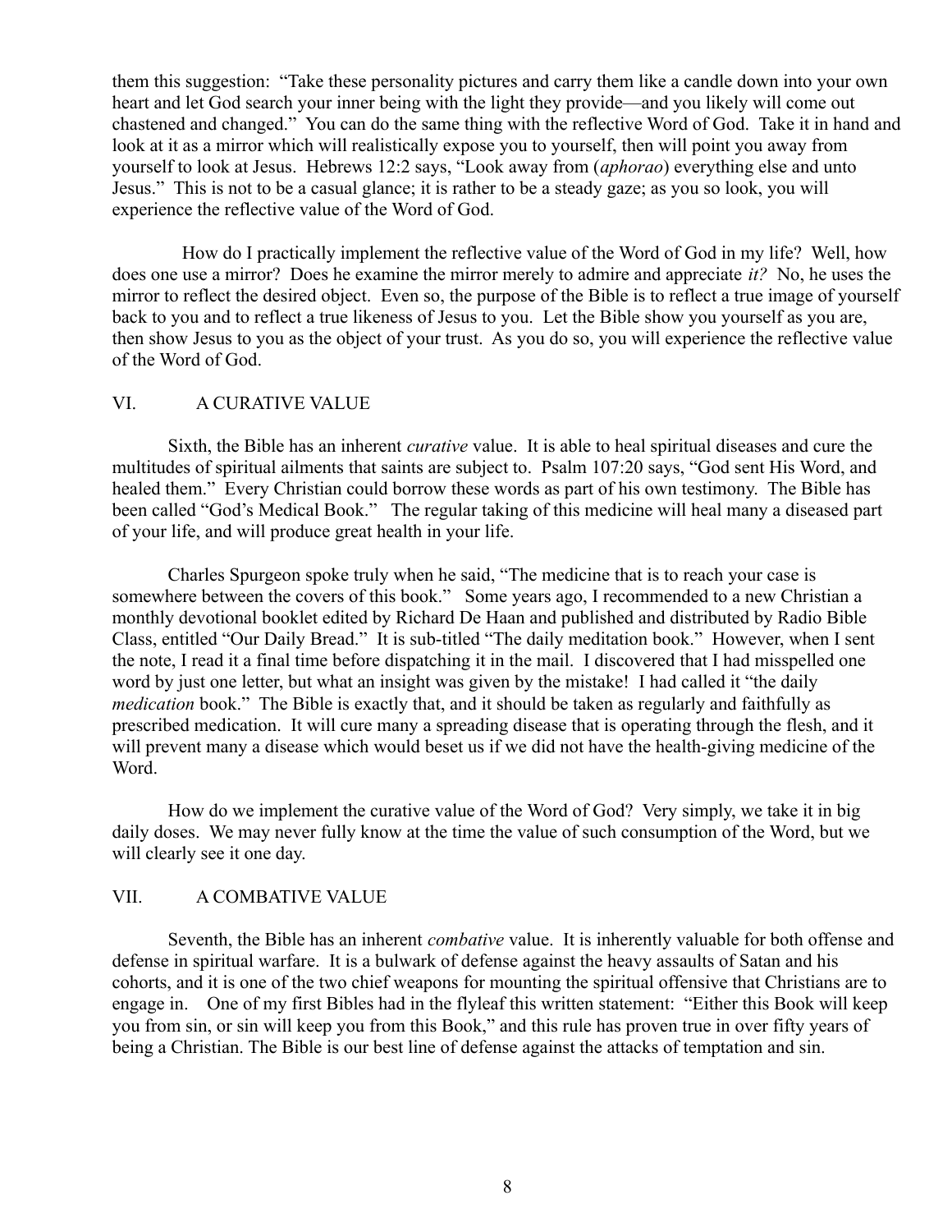them this suggestion: "Take these personality pictures and carry them like a candle down into your own heart and let God search your inner being with the light they provide—and you likely will come out chastened and changed." You can do the same thing with the reflective Word of God. Take it in hand and look at it as a mirror which will realistically expose you to yourself, then will point you away from yourself to look at Jesus. Hebrews 12:2 says, "Look away from (*aphorao*) everything else and unto Jesus." This is not to be a casual glance; it is rather to be a steady gaze; as you so look, you will experience the reflective value of the Word of God.

How do I practically implement the reflective value of the Word of God in my life? Well, how does one use a mirror? Does he examine the mirror merely to admire and appreciate *it?* No, he uses the mirror to reflect the desired object. Even so, the purpose of the Bible is to reflect a true image of yourself back to you and to reflect a true likeness of Jesus to you. Let the Bible show you yourself as you are, then show Jesus to you as the object of your trust. As you do so, you will experience the reflective value of the Word of God.

## VI. A CURATIVE VALUE

Sixth, the Bible has an inherent *curative* value. It is able to heal spiritual diseases and cure the multitudes of spiritual ailments that saints are subject to. Psalm 107:20 says, "God sent His Word, and healed them." Every Christian could borrow these words as part of his own testimony. The Bible has been called "God's Medical Book." The regular taking of this medicine will heal many a diseased part of your life, and will produce great health in your life.

Charles Spurgeon spoke truly when he said, "The medicine that is to reach your case is somewhere between the covers of this book." Some years ago, I recommended to a new Christian a monthly devotional booklet edited by Richard De Haan and published and distributed by Radio Bible Class, entitled "Our Daily Bread." It is sub-titled "The daily meditation book." However, when I sent the note, I read it a final time before dispatching it in the mail. I discovered that I had misspelled one word by just one letter, but what an insight was given by the mistake! I had called it "the daily *medication* book." The Bible is exactly that, and it should be taken as regularly and faithfully as prescribed medication. It will cure many a spreading disease that is operating through the flesh, and it will prevent many a disease which would beset us if we did not have the health-giving medicine of the Word.

How do we implement the curative value of the Word of God? Very simply, we take it in big daily doses. We may never fully know at the time the value of such consumption of the Word, but we will clearly see it one day.

## VII. A COMBATIVE VALUE

Seventh, the Bible has an inherent *combative* value. It is inherently valuable for both offense and defense in spiritual warfare. It is a bulwark of defense against the heavy assaults of Satan and his cohorts, and it is one of the two chief weapons for mounting the spiritual offensive that Christians are to engage in. One of my first Bibles had in the flyleaf this written statement: "Either this Book will keep you from sin, or sin will keep you from this Book," and this rule has proven true in over fifty years of being a Christian. The Bible is our best line of defense against the attacks of temptation and sin.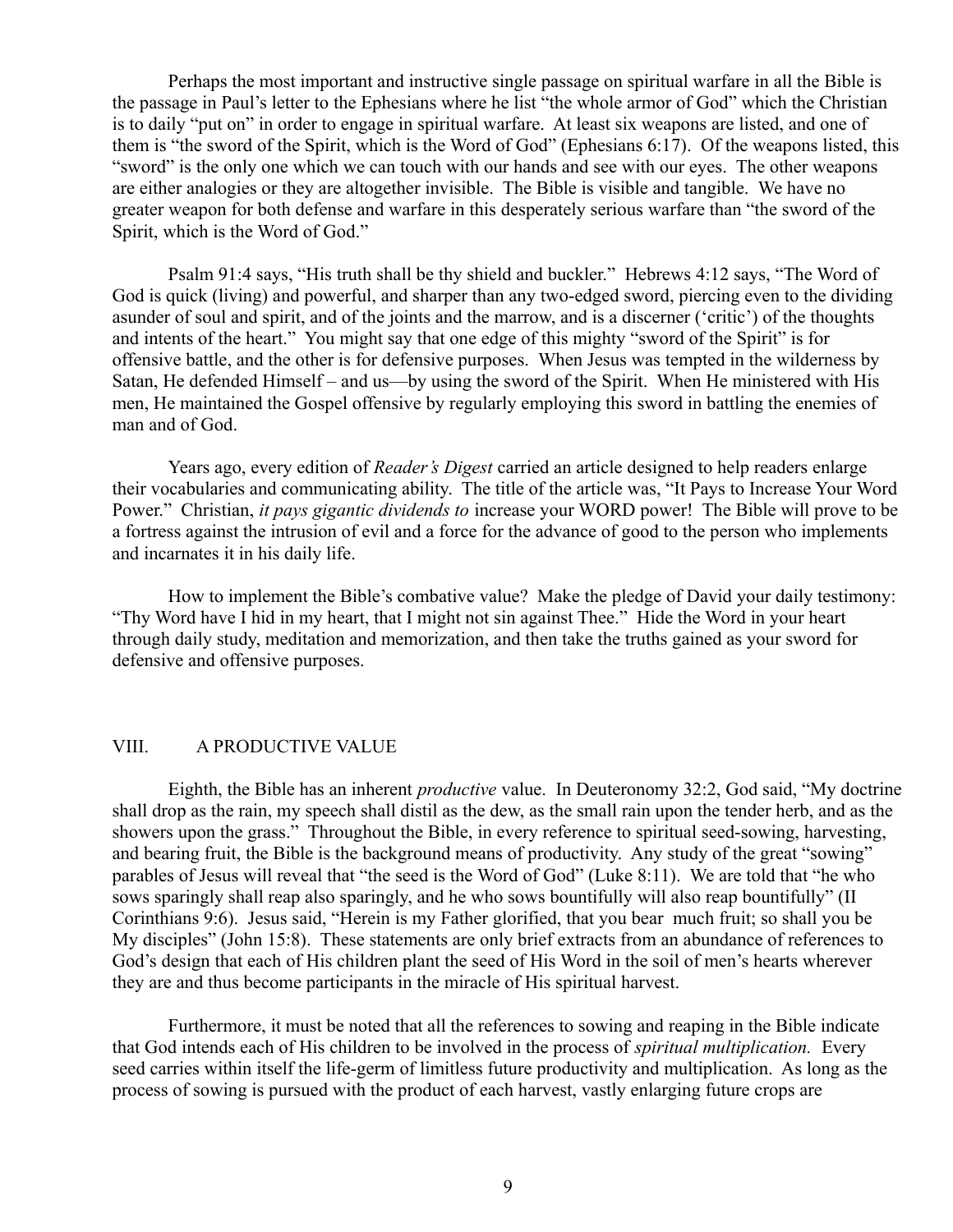Perhaps the most important and instructive single passage on spiritual warfare in all the Bible is the passage in Paul's letter to the Ephesians where he list "the whole armor of God" which the Christian is to daily "put on" in order to engage in spiritual warfare. At least six weapons are listed, and one of them is "the sword of the Spirit, which is the Word of God" (Ephesians 6:17). Of the weapons listed, this "sword" is the only one which we can touch with our hands and see with our eyes. The other weapons are either analogies or they are altogether invisible. The Bible is visible and tangible. We have no greater weapon for both defense and warfare in this desperately serious warfare than "the sword of the Spirit, which is the Word of God."

Psalm 91:4 says, "His truth shall be thy shield and buckler." Hebrews 4:12 says, "The Word of God is quick (living) and powerful, and sharper than any two-edged sword, piercing even to the dividing asunder of soul and spirit, and of the joints and the marrow, and is a discerner ('critic') of the thoughts and intents of the heart." You might say that one edge of this mighty "sword of the Spirit" is for offensive battle, and the other is for defensive purposes. When Jesus was tempted in the wilderness by Satan, He defended Himself – and us—by using the sword of the Spirit. When He ministered with His men, He maintained the Gospel offensive by regularly employing this sword in battling the enemies of man and of God.

Years ago, every edition of *Reader's Digest* carried an article designed to help readers enlarge their vocabularies and communicating ability. The title of the article was, "It Pays to Increase Your Word Power." Christian, *it pays gigantic dividends to* increase your WORD power! The Bible will prove to be a fortress against the intrusion of evil and a force for the advance of good to the person who implements and incarnates it in his daily life.

How to implement the Bible's combative value? Make the pledge of David your daily testimony: "Thy Word have I hid in my heart, that I might not sin against Thee." Hide the Word in your heart through daily study, meditation and memorization, and then take the truths gained as your sword for defensive and offensive purposes.

## VIII. A PRODUCTIVE VALUE

Eighth, the Bible has an inherent *productive* value. In Deuteronomy 32:2, God said, "My doctrine shall drop as the rain, my speech shall distil as the dew, as the small rain upon the tender herb, and as the showers upon the grass." Throughout the Bible, in every reference to spiritual seed-sowing, harvesting, and bearing fruit, the Bible is the background means of productivity. Any study of the great "sowing" parables of Jesus will reveal that "the seed is the Word of God" (Luke 8:11). We are told that "he who sows sparingly shall reap also sparingly, and he who sows bountifully will also reap bountifully" (II Corinthians 9:6). Jesus said, "Herein is my Father glorified, that you bear much fruit; so shall you be My disciples" (John 15:8). These statements are only brief extracts from an abundance of references to God's design that each of His children plant the seed of His Word in the soil of men's hearts wherever they are and thus become participants in the miracle of His spiritual harvest.

Furthermore, it must be noted that all the references to sowing and reaping in the Bible indicate that God intends each of His children to be involved in the process of *spiritual multiplication.* Every seed carries within itself the life-germ of limitless future productivity and multiplication. As long as the process of sowing is pursued with the product of each harvest, vastly enlarging future crops are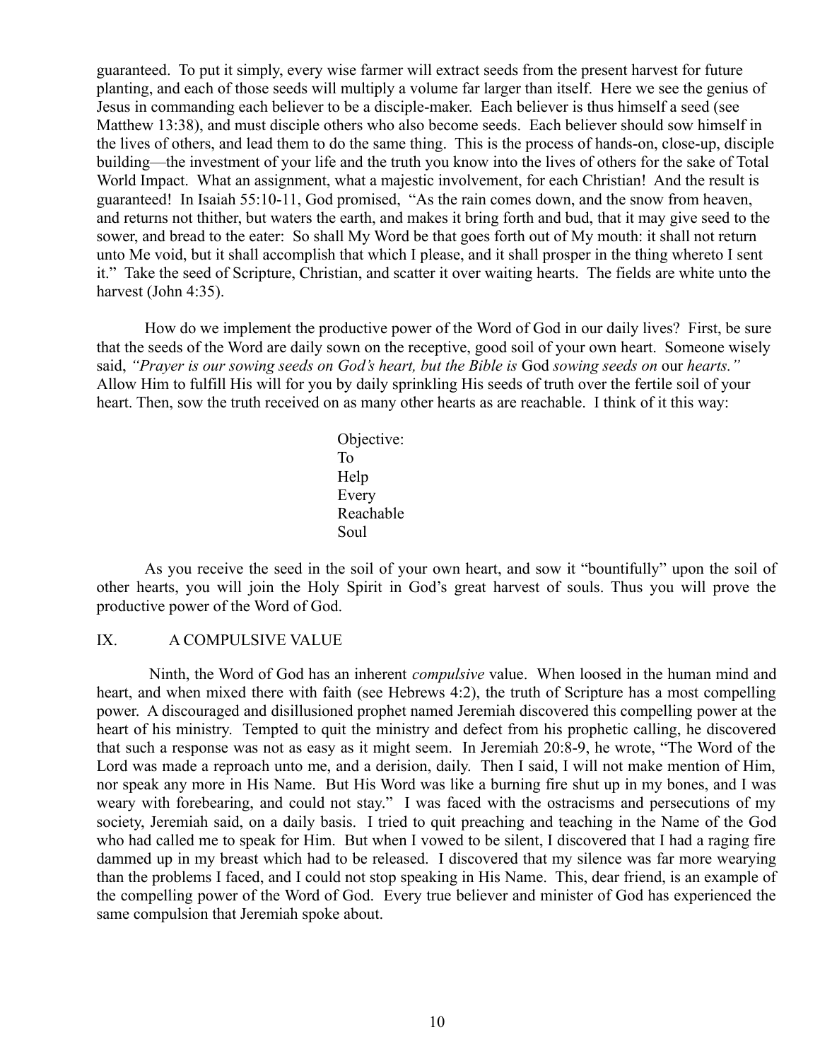guaranteed. To put it simply, every wise farmer will extract seeds from the present harvest for future planting, and each of those seeds will multiply a volume far larger than itself. Here we see the genius of Jesus in commanding each believer to be a disciple-maker. Each believer is thus himself a seed (see Matthew 13:38), and must disciple others who also become seeds. Each believer should sow himself in the lives of others, and lead them to do the same thing. This is the process of hands-on, close-up, disciple building—the investment of your life and the truth you know into the lives of others for the sake of Total World Impact. What an assignment, what a majestic involvement, for each Christian! And the result is guaranteed! In Isaiah 55:10-11, God promised, "As the rain comes down, and the snow from heaven, and returns not thither, but waters the earth, and makes it bring forth and bud, that it may give seed to the sower, and bread to the eater: So shall My Word be that goes forth out of My mouth: it shall not return unto Me void, but it shall accomplish that which I please, and it shall prosper in the thing whereto I sent it." Take the seed of Scripture, Christian, and scatter it over waiting hearts. The fields are white unto the harvest (John 4:35).

How do we implement the productive power of the Word of God in our daily lives? First, be sure that the seeds of the Word are daily sown on the receptive, good soil of your own heart. Someone wisely said, *"Prayer is our sowing seeds on God's heart, but the Bible is* God *sowing seeds on* our *hearts."* Allow Him to fulfill His will for you by daily sprinkling His seeds of truth over the fertile soil of your heart. Then, sow the truth received on as many other hearts as are reachable. I think of it this way:

Objective:  
To  
Help  
Every  
Reachable  
Soul

As you receive the seed in the soil of your own heart, and sow it "bountifully" upon the soil of other hearts, you will join the Holy Spirit in God's great harvest of souls. Thus you will prove the productive power of the Word of God.

## IX. A COMPULSIVE VALUE

Ninth, the Word of God has an inherent *compulsive* value. When loosed in the human mind and heart, and when mixed there with faith (see Hebrews 4:2), the truth of Scripture has a most compelling power. A discouraged and disillusioned prophet named Jeremiah discovered this compelling power at the heart of his ministry. Tempted to quit the ministry and defect from his prophetic calling, he discovered that such a response was not as easy as it might seem. In Jeremiah 20:8-9, he wrote, "The Word of the Lord was made a reproach unto me, and a derision, daily. Then I said, I will not make mention of Him, nor speak any more in His Name. But His Word was like a burning fire shut up in my bones, and I was weary with forebearing, and could not stay." I was faced with the ostracisms and persecutions of my society, Jeremiah said, on a daily basis. I tried to quit preaching and teaching in the Name of the God who had called me to speak for Him. But when I vowed to be silent, I discovered that I had a raging fire dammed up in my breast which had to be released. I discovered that my silence was far more wearying than the problems I faced, and I could not stop speaking in His Name. This, dear friend, is an example of the compelling power of the Word of God. Every true believer and minister of God has experienced the same compulsion that Jeremiah spoke about.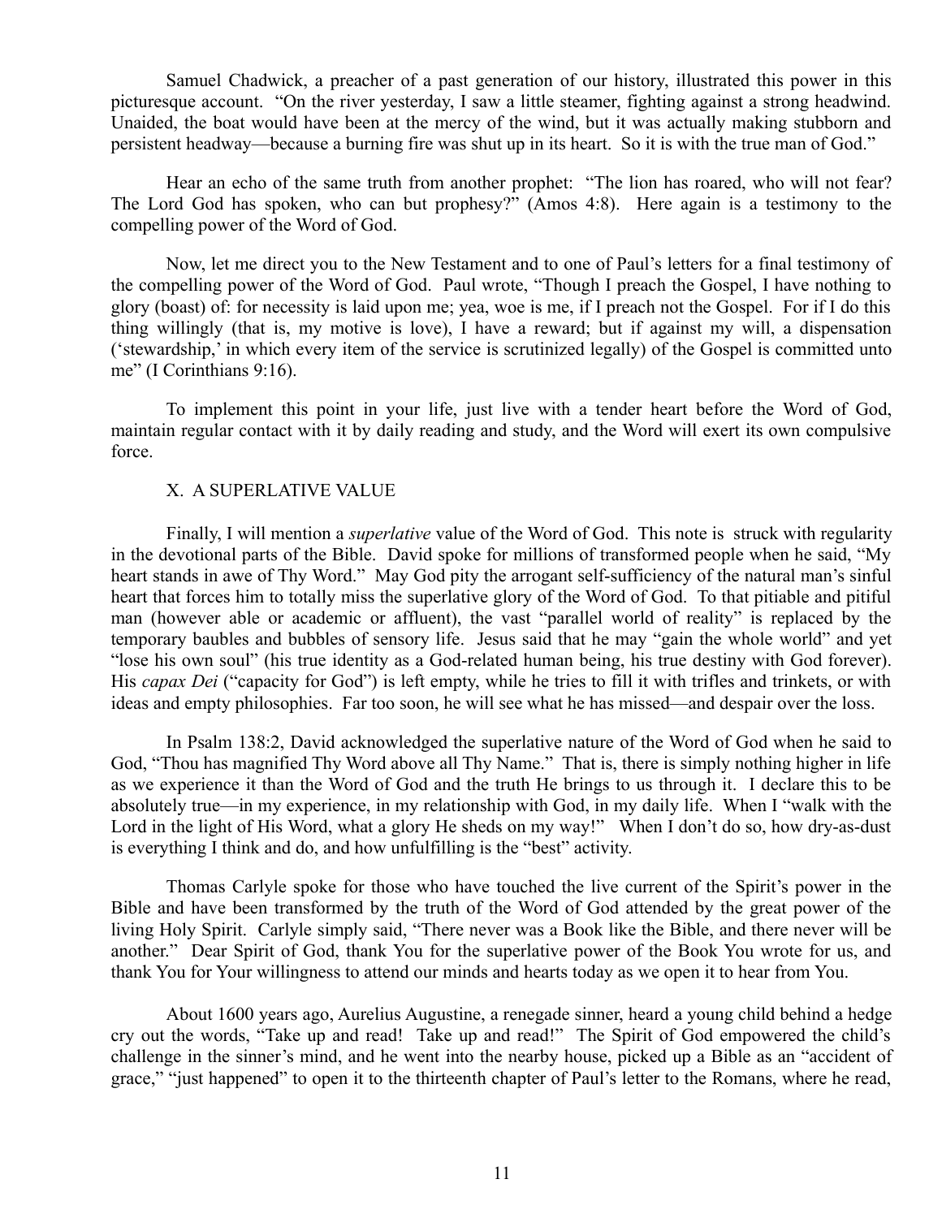Samuel Chadwick, a preacher of a past generation of our history, illustrated this power in this picturesque account. "On the river yesterday, I saw a little steamer, fighting against a strong headwind. Unaided, the boat would have been at the mercy of the wind, but it was actually making stubborn and persistent headway—because a burning fire was shut up in its heart. So it is with the true man of God."

Hear an echo of the same truth from another prophet: "The lion has roared, who will not fear? The Lord God has spoken, who can but prophesy?" (Amos 4:8). Here again is a testimony to the compelling power of the Word of God.

Now, let me direct you to the New Testament and to one of Paul's letters for a final testimony of the compelling power of the Word of God. Paul wrote, "Though I preach the Gospel, I have nothing to glory (boast) of: for necessity is laid upon me; yea, woe is me, if I preach not the Gospel. For if I do this thing willingly (that is, my motive is love), I have a reward; but if against my will, a dispensation ('stewardship,' in which every item of the service is scrutinized legally) of the Gospel is committed unto me" (I Corinthians 9:16).

To implement this point in your life, just live with a tender heart before the Word of God, maintain regular contact with it by daily reading and study, and the Word will exert its own compulsive force.

## X. A SUPERLATIVE VALUE

Finally, I will mention a *superlative* value of the Word of God. This note is struck with regularity in the devotional parts of the Bible. David spoke for millions of transformed people when he said, "My heart stands in awe of Thy Word." May God pity the arrogant self-sufficiency of the natural man's sinful heart that forces him to totally miss the superlative glory of the Word of God. To that pitiable and pitiful man (however able or academic or affluent), the vast "parallel world of reality" is replaced by the temporary baubles and bubbles of sensory life. Jesus said that he may "gain the whole world" and yet "lose his own soul" (his true identity as a God-related human being, his true destiny with God forever). His *capax Dei* ("capacity for God") is left empty, while he tries to fill it with trifles and trinkets, or with ideas and empty philosophies. Far too soon, he will see what he has missed—and despair over the loss.

In Psalm 138:2, David acknowledged the superlative nature of the Word of God when he said to God, "Thou has magnified Thy Word above all Thy Name." That is, there is simply nothing higher in life as we experience it than the Word of God and the truth He brings to us through it. I declare this to be absolutely true—in my experience, in my relationship with God, in my daily life. When I "walk with the Lord in the light of His Word, what a glory He sheds on my way!" When I don't do so, how dry-as-dust is everything I think and do, and how unfulfilling is the "best" activity.

Thomas Carlyle spoke for those who have touched the live current of the Spirit's power in the Bible and have been transformed by the truth of the Word of God attended by the great power of the living Holy Spirit. Carlyle simply said, "There never was a Book like the Bible, and there never will be another." Dear Spirit of God, thank You for the superlative power of the Book You wrote for us, and thank You for Your willingness to attend our minds and hearts today as we open it to hear from You.

About 1600 years ago, Aurelius Augustine, a renegade sinner, heard a young child behind a hedge cry out the words, "Take up and read! Take up and read!" The Spirit of God empowered the child's challenge in the sinner's mind, and he went into the nearby house, picked up a Bible as an "accident of grace," "just happened" to open it to the thirteenth chapter of Paul's letter to the Romans, where he read,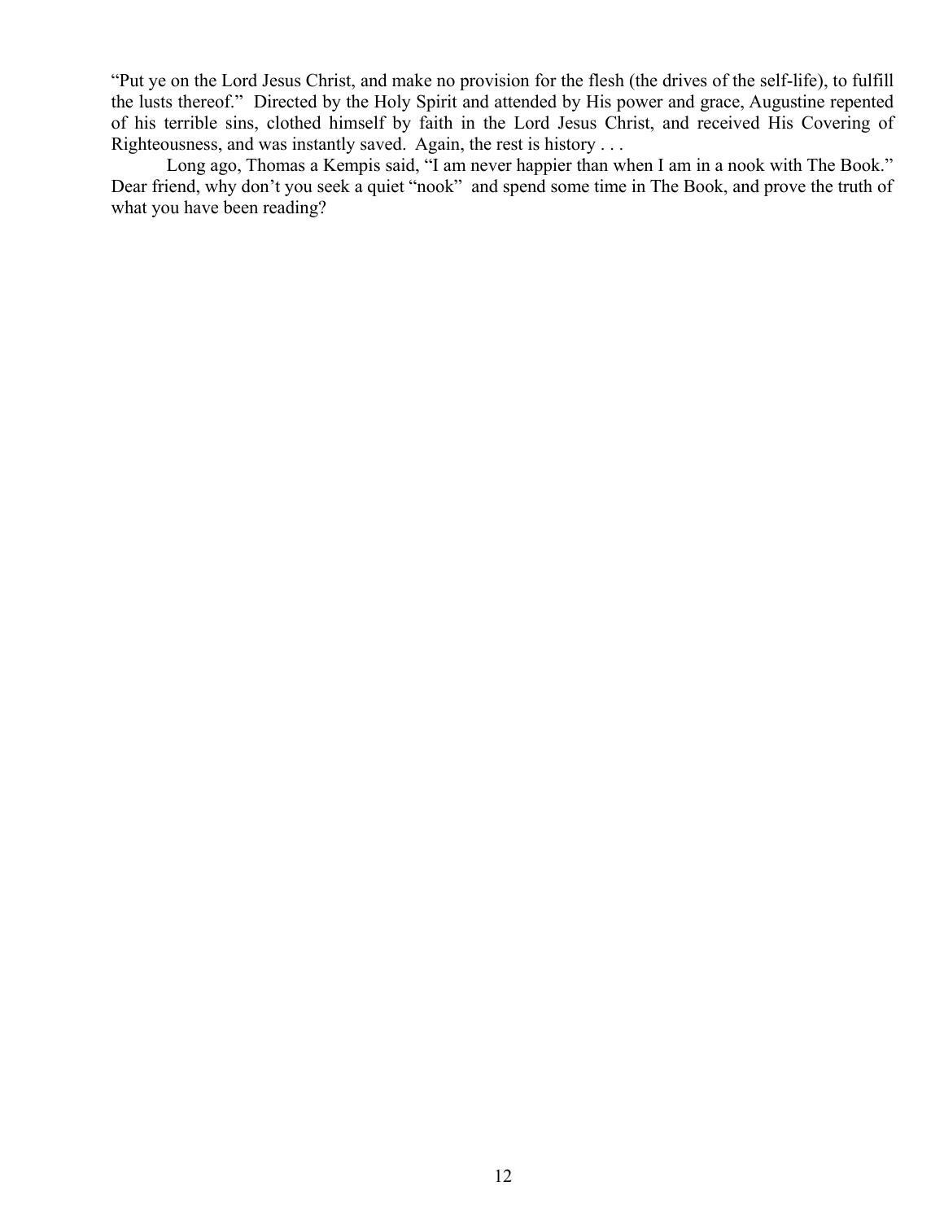"Put ye on the Lord Jesus Christ, and make no provision for the flesh (the drives of the self-life), to fulfill the lusts thereof." Directed by the Holy Spirit and attended by His power and grace, Augustine repented of his terrible sins, clothed himself by faith in the Lord Jesus Christ, and received His Covering of Righteousness, and was instantly saved. Again, the rest is history . . .

Long ago, Thomas a Kempis said, "I am never happier than when I am in a nook with The Book." Dear friend, why don't you seek a quiet "nook" and spend some time in The Book, and prove the truth of what you have been reading?